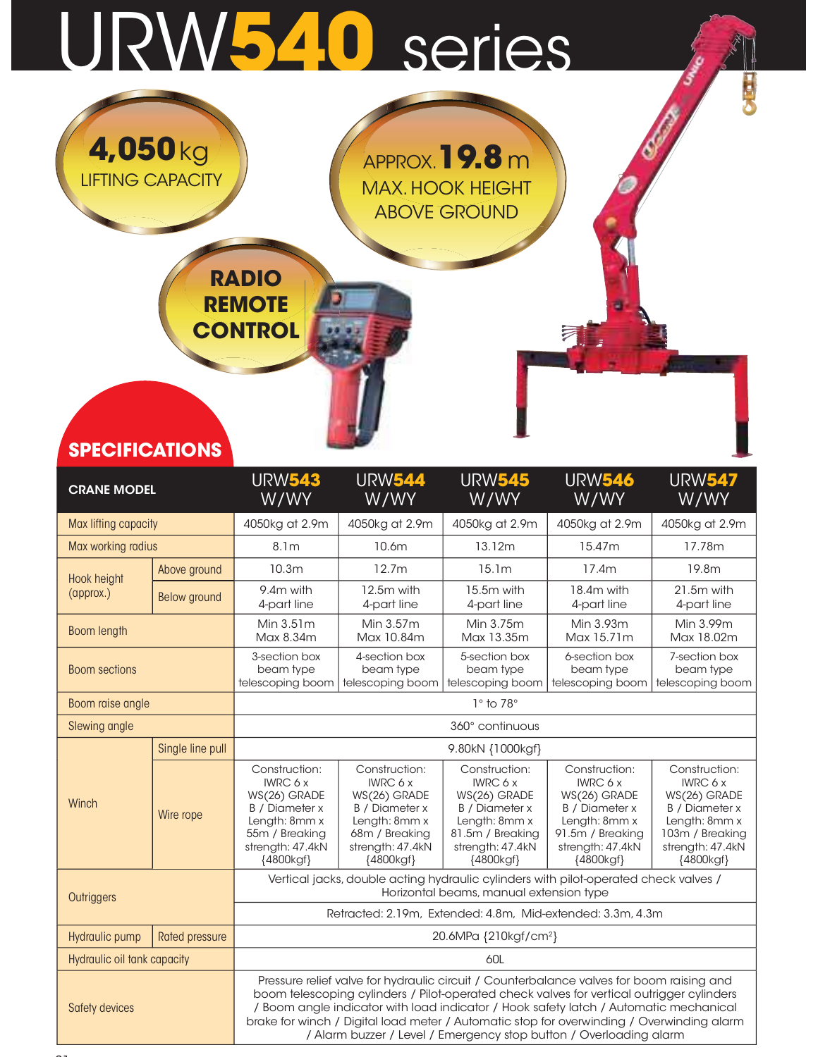# URW540 series

**4,050** kg
LIFTING CAPACITY

APPROX. **19.8** m
MAX. HOOK HEIGHT
ABOVE GROUND

**RADIO REMOTE CONTROL**

## SPECIFICATIONS

| CRANE MODEL | | URW543 W/WY | URW544 W/WY | URW545 W/WY | URW546 W/WY | URW547 W/WY |
|---|---|---|---|---|---|---|
| Max lifting capacity | | 4050kg at 2.9m | 4050kg at 2.9m | 4050kg at 2.9m | 4050kg at 2.9m | 4050kg at 2.9m |
| Max working radius | | 8.1m | 10.6m | 13.12m | 15.47m | 17.78m |
| Hook height (approx.) | Above ground | 10.3m | 12.7m | 15.1m | 17.4m | 19.8m |
| | Below ground | 9.4m with 4-part line | 12.5m with 4-part line | 15.5m with 4-part line | 18.4m with 4-part line | 21.5m with 4-part line |
| Boom length | | Min 3.51m Max 8.34m | Min 3.57m Max 10.84m | Min 3.75m Max 13.35m | Min 3.93m Max 15.71m | Min 3.99m Max 18.02m |
| Boom sections | | 3-section box beam type telescoping boom | 4-section box beam type telescoping boom | 5-section box beam type telescoping boom | 6-section box beam type telescoping boom | 7-section box beam type telescoping boom |
| Boom raise angle | | 1° to 78° | | | | |
| Slewing angle | | 360° continuous | | | | |
| Winch | Single line pull | 9.80kN {1000kgf} | | | | |
| | Wire rope | Construction: IWRC 6 x WS(26) GRADE B / Diameter x Length: 8mm x 55m / Breaking strength: 47.4kN {4800kgf} | Construction: IWRC 6 x WS(26) GRADE B / Diameter x Length: 8mm x 68m / Breaking strength: 47.4kN {4800kgf} | Construction: IWRC 6 x WS(26) GRADE B / Diameter x Length: 8mm x 81.5m / Breaking strength: 47.4kN {4800kgf} | Construction: IWRC 6 x WS(26) GRADE B / Diameter x Length: 8mm x 91.5m / Breaking strength: 47.4kN {4800kgf} | Construction: IWRC 6 x WS(26) GRADE B / Diameter x Length: 8mm x 103m / Breaking strength: 47.4kN {4800kgf} |
| Outriggers | | Vertical jacks, double acting hydraulic cylinders with pilot-operated check valves / Horizontal beams, manual extension type | | | | |
| | | Retracted: 2.19m, Extended: 4.8m, Mid-extended: 3.3m, 4.3m | | | | |
| Hydraulic pump | Rated pressure | 20.6MPa {210kgf/cm²} | | | | |
| Hydraulic oil tank capacity | | 60L | | | | |
| Safety devices | | Pressure relief valve for hydraulic circuit / Counterbalance valves for boom raising and boom telescoping cylinders / Pilot-operated check valves for vertical outrigger cylinders / Boom angle indicator with load indicator / Hook safety latch / Automatic mechanical brake for winch / Digital load meter / Automatic stop for overwinding / Overwinding alarm / Alarm buzzer / Level / Emergency stop button / Overloading alarm | | | | |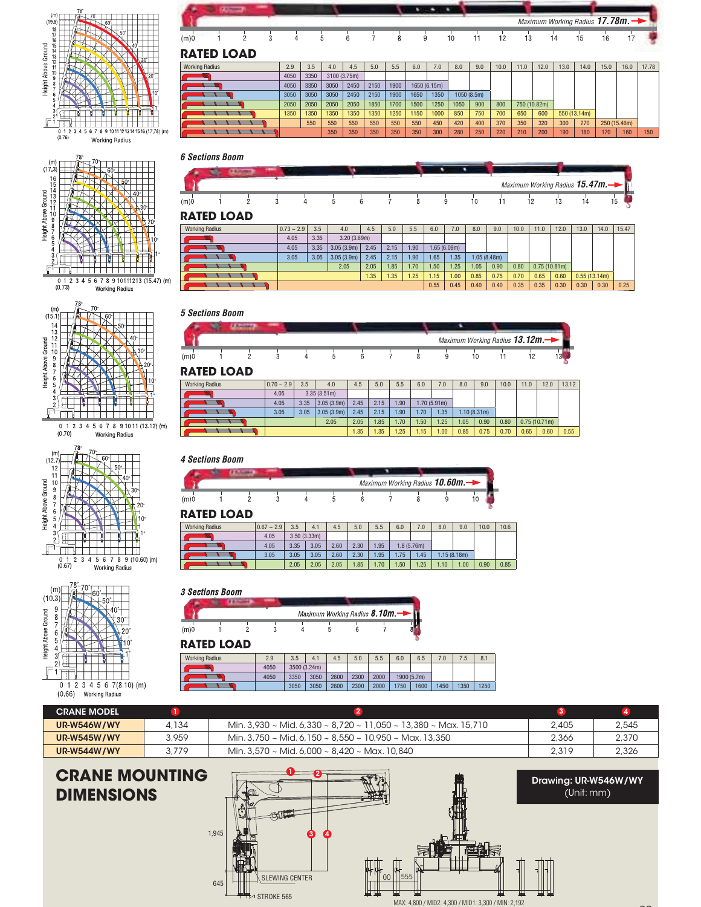(m) (19.8)
78° 70° 60° 50° 40° 30° 20° 10° 1°
Height Above Ground
0 1 2 3 4 5 6 7 8 9 10 11 12 13 14 15 16 (17.78) (m)
(0.76)
Working Radius

Maximum Working Radius **17.78m.**

(m)0 1 2 3 4 5 6 7 8 9 10 11 12 13 14 15 16 17

## RATED LOAD

| Working Radius | 2.9 | 3.5 | 4.0 | 4.5 | 5.0 | 5.5 | 6.0 | 7.0 | 8.0 | 9.0 | 10.0 | 11.0 | 12.0 | 13.0 | 14.0 | 15.0 | 16.0 | 17.78 |
|---|---|---|---|---|---|---|---|---|---|---|---|---|---|---|---|---|---|---|
| | 4050 | 3350 | 3100 (3.75m) | | | | | | | | | | | | | | | |
| | 4050 | 3350 | 3050 | 2450 | 2150 | 1900 | 1650 (6.15m) | | | | | | | | | | | |
| | 3050 | 3050 | 3050 | 2450 | 2150 | 1900 | 1650 | 1350 | 1050 (8.5m) | | | | | | | | | |
| | 2050 | 2050 | 2050 | 2050 | 1850 | 1700 | 1500 | 1250 | 1050 | 900 | 800 | 750 (10.82m) | | | | | | |
| | 1350 | 1350 | 1350 | 1350 | 1350 | 1250 | 1150 | 1000 | 850 | 750 | 700 | 650 | 600 | 550 (13.14m) | | | | |
| | | 550 | 550 | 550 | 550 | 550 | 550 | 450 | 420 | 400 | 370 | 350 | 320 | 300 | 270 | 250 (15.46m) | | |
| | | | 350 | 350 | 350 | 350 | 350 | 300 | 280 | 250 | 220 | 210 | 200 | 190 | 180 | 170 | 160 | 150 |

### *6 Sections Boom*

(m) (17.3)
78° 70° 60° 50° 40° 30° 20° 10° 1°
Height Above Ground
0 1 2 3 4 5 6 7 8 9 10 11 12 13 (15.47) (m)
(0.73)
Working Radius

Maximum Working Radius **15.47m.**

(m)0 1 2 3 4 5 6 7 8 9 10 11 12 13 14 15

## RATED LOAD

| Working Radius | 0.73 ~ 2.9 | 3.5 | 4.0 | 4.5 | 5.0 | 5.5 | 6.0 | 7.0 | 8.0 | 9.0 | 10.0 | 11.0 | 12.0 | 13.0 | 14.0 | 15.47 |
|---|---|---|---|---|---|---|---|---|---|---|---|---|---|---|---|---|
| | 4.05 | 3.35 | 3.20 (3.69m) | | | | | | | | | | | | | |
| | 4.05 | 3.35 | 3.05 (3.9m) | 2.45 | 2.15 | 1.90 | 1.65 (6.09m) | | | | | | | | | |
| | 3.05 | 3.05 | 3.05 (3.9m) | 2.45 | 2.15 | 1.90 | 1.65 | 1.35 | 1.05 (8.48m) | | | | | | | |
| | | | 2.05 | 2.05 | 1.85 | 1.70 | 1.50 | 1.25 | 1.05 | 0.90 | 0.80 | 0.75 (10.81m) | | | | |
| | | | | 1.35 | 1.35 | 1.25 | 1.15 | 1.00 | 0.85 | 0.75 | 0.70 | 0.65 | 0.60 | 0.55 (13.14m) | | |
| | | | | | | | 0.55 | 0.45 | 0.40 | 0.40 | 0.35 | 0.35 | 0.30 | 0.30 | 0.30 | 0.25 |

### *5 Sections Boom*

(m) (15.1)
78° 70° 60° 50° 40° 30° 20° 10° 1°
Height Above Ground
0 1 2 3 4 5 6 7 8 9 10 11 (13.12) (m)
(0.70)
Working Radius

Maximum Working Radius **13.12m.**

(m)0 1 2 3 4 5 6 7 8 9 10 11 12 13

## RATED LOAD

| Working Radius | 0.70 ~ 2.9 | 3.5 | 4.0 | 4.5 | 5.0 | 5.5 | 6.0 | 7.0 | 8.0 | 9.0 | 10.0 | 11.0 | 12.0 | 13.12 |
|---|---|---|---|---|---|---|---|---|---|---|---|---|---|---|
| | 4.05 | 3.35 (3.51m) | | | | | | | | | | | | |
| | 4.05 | 3.35 | 3.05 (3.9m) | 2.45 | 2.15 | 1.90 | 1.70 (5.91m) | | | | | | | |
| | 3.05 | 3.05 | 3.05 (3.9m) | 2.45 | 2.15 | 1.90 | 1.70 | 1.35 | 1.10 (8.31m) | | | | | |
| | | | 2.05 | 2.05 | 1.85 | 1.70 | 1.50 | 1.25 | 1.05 | 0.90 | 0.80 | 0.75 (10.71m) | | |
| | | | | 1.35 | 1.35 | 1.25 | 1.15 | 1.00 | 0.85 | 0.75 | 0.70 | 0.65 | 0.60 | 0.55 |

### *4 Sections Boom*

(m) (12.7)
78° 70° 60° 50° 40° 30° 20° 10° 1°
Height Above Ground
0 1 2 3 4 5 6 7 8 9 (10.60) (m)
(0.67)
Working Radius

Maximum Working Radius **10.60m.**

(m)0 1 2 3 4 5 6 7 8 9 10

## RATED LOAD

| Working Radius | 0.67 ~ 2.9 | 3.5 | 4.1 | 4.5 | 5.0 | 5.5 | 6.0 | 7.0 | 8.0 | 9.0 | 10.0 | 10.6 |
|---|---|---|---|---|---|---|---|---|---|---|---|---|
| | 4.05 | 3.50 (3.33m) | | | | | | | | | | |
| | 4.05 | 3.35 | 3.05 | 2.60 | 2.30 | 1.95 | 1.8 (5.76m) | | | | | |
| | 3.05 | 3.05 | 3.05 | 2.60 | 2.30 | 1.95 | 1.75 | 1.45 | 1.15 (8.18m) | | | |
| | | 2.05 | 2.05 | 2.05 | 1.85 | 1.70 | 1.50 | 1.25 | 1.10 | 1.00 | 0.90 | 0.85 |

### *3 Sections Boom*

(m) (10.3)
78° 70° 60° 50° 40° 30° 20° 10° 1°
Height Above Ground
0 1 2 3 4 5 6 7 (8.10) (m)
(0.66)
Working Radius

Maximum Working Radius **8.10m.**

(m)0 1 2 3 4 5 6 7 8

## RATED LOAD

| Working Radius | 2.9 | 3.5 | 4.1 | 4.5 | 5.0 | 5.5 | 6.0 | 6.5 | 7.0 | 7.5 | 8.1 |
|---|---|---|---|---|---|---|---|---|---|---|---|
| | 4050 | 3500 (3.24m) | | | | | | | | | |
| | 4050 | 3350 | 3050 | 2600 | 2300 | 2000 | 1900 (5.7m) | | | | |
| | | 3050 | 3050 | 2600 | 2300 | 2000 | 1750 | 1600 | 1450 | 1350 | 1250 |

| CRANE MODEL | 1 | 2 | 3 | 4 |
|---|---|---|---|---|
| **UR-W546W/WY** | 4,134 | Min. 3,930 ~ Mid. 6,330 ~ 8,720 ~ 11,050 ~ 13,380 ~ Max. 15,710 | 2,405 | 2,545 |
| **UR-W545W/WY** | 3,959 | Min. 3,750 ~ Mid. 6,150 ~ 8,550 ~ 10,950 ~ Max. 13,350 | 2,366 | 2,370 |
| **UR-W544W/WY** | 3,779 | Min. 3,570 ~ Mid. 6,000 ~ 8,420 ~ Max. 10,840 | 2,319 | 2,326 |

# CRANE MOUNTING DIMENSIONS

**Drawing: UR-W546W/WY**
(Unit: mm)

1 2 3 4
1,945
645
SLEWING CENTER
STROKE 565
00 555
MAX: 4,800 / MID2: 4,300 / MID1: 3,300 / MIN: 2,192